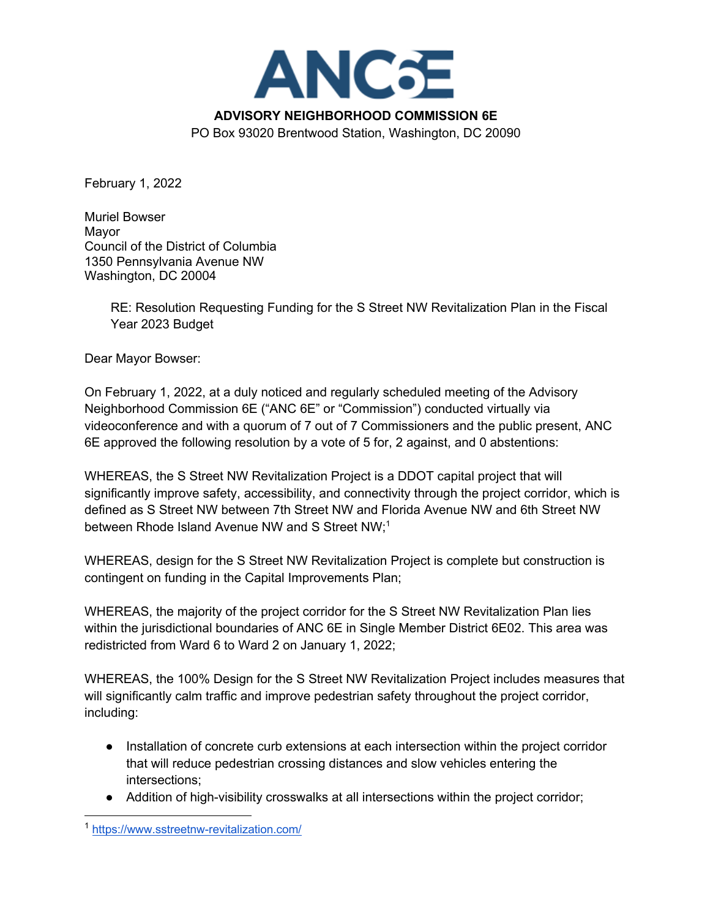# ANC6E

**ADVISORY NEIGHBORHOOD COMMISSION 6E**
PO Box 93020 Brentwood Station, Washington, DC 20090

February 1, 2022

Muriel Bowser
Mayor
Council of the District of Columbia
1350 Pennsylvania Avenue NW
Washington, DC 20004

> RE: Resolution Requesting Funding for the S Street NW Revitalization Plan in the Fiscal Year 2023 Budget

Dear Mayor Bowser:

On February 1, 2022, at a duly noticed and regularly scheduled meeting of the Advisory Neighborhood Commission 6E ("ANC 6E" or "Commission") conducted virtually via videoconference and with a quorum of 7 out of 7 Commissioners and the public present, ANC 6E approved the following resolution by a vote of 5 for, 2 against, and 0 abstentions:

WHEREAS, the S Street NW Revitalization Project is a DDOT capital project that will significantly improve safety, accessibility, and connectivity through the project corridor, which is defined as S Street NW between 7th Street NW and Florida Avenue NW and 6th Street NW between Rhode Island Avenue NW and S Street NW;[1]

WHEREAS, design for the S Street NW Revitalization Project is complete but construction is contingent on funding in the Capital Improvements Plan;

WHEREAS, the majority of the project corridor for the S Street NW Revitalization Plan lies within the jurisdictional boundaries of ANC 6E in Single Member District 6E02. This area was redistricted from Ward 6 to Ward 2 on January 1, 2022;

WHEREAS, the 100% Design for the S Street NW Revitalization Project includes measures that will significantly calm traffic and improve pedestrian safety throughout the project corridor, including:

- Installation of concrete curb extensions at each intersection within the project corridor that will reduce pedestrian crossing distances and slow vehicles entering the intersections;
- Addition of high-visibility crosswalks at all intersections within the project corridor;

[1] https://www.sstreetnw-revitalization.com/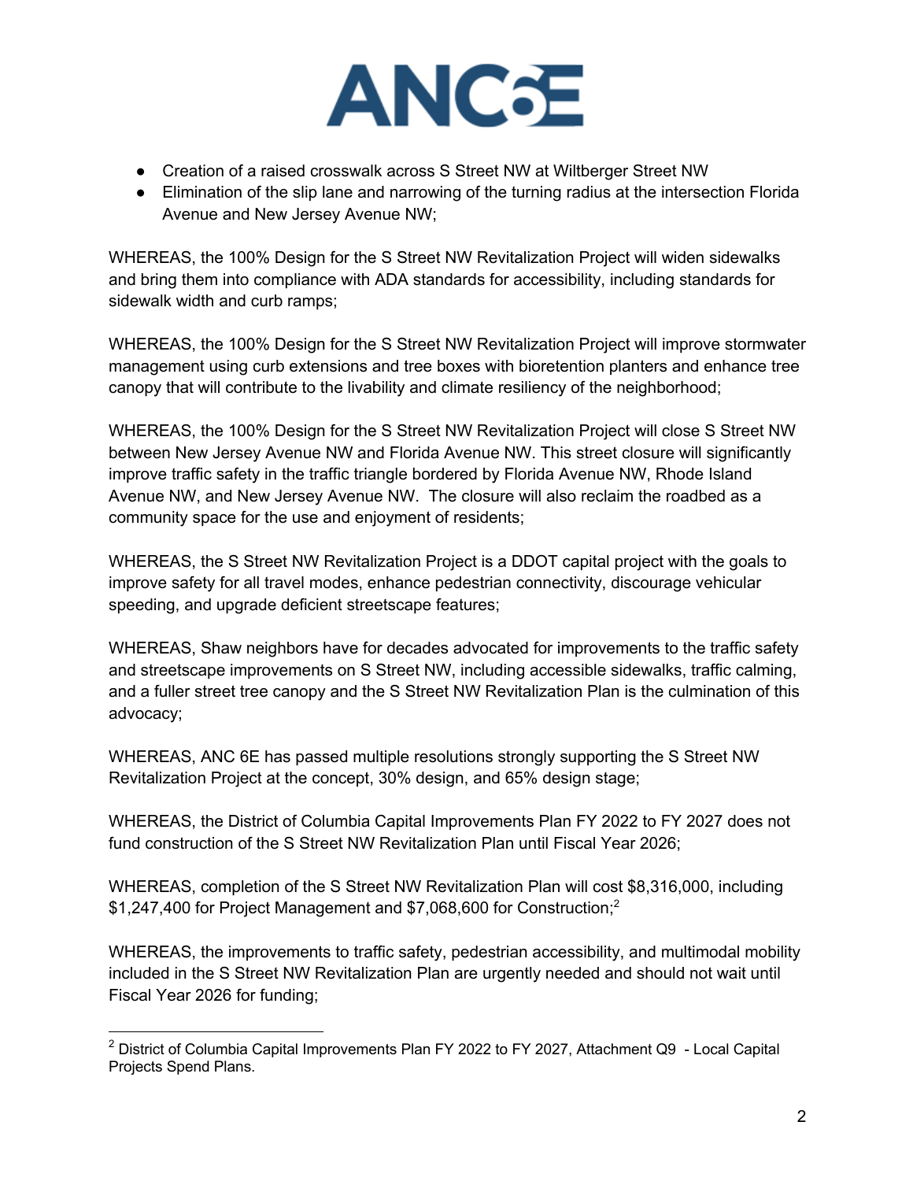- Creation of a raised crosswalk across S Street NW at Wiltberger Street NW
- Elimination of the slip lane and narrowing of the turning radius at the intersection Florida Avenue and New Jersey Avenue NW;

WHEREAS, the 100% Design for the S Street NW Revitalization Project will widen sidewalks and bring them into compliance with ADA standards for accessibility, including standards for sidewalk width and curb ramps;

WHEREAS, the 100% Design for the S Street NW Revitalization Project will improve stormwater management using curb extensions and tree boxes with bioretention planters and enhance tree canopy that will contribute to the livability and climate resiliency of the neighborhood;

WHEREAS, the 100% Design for the S Street NW Revitalization Project will close S Street NW between New Jersey Avenue NW and Florida Avenue NW. This street closure will significantly improve traffic safety in the traffic triangle bordered by Florida Avenue NW, Rhode Island Avenue NW, and New Jersey Avenue NW. The closure will also reclaim the roadbed as a community space for the use and enjoyment of residents;

WHEREAS, the S Street NW Revitalization Project is a DDOT capital project with the goals to improve safety for all travel modes, enhance pedestrian connectivity, discourage vehicular speeding, and upgrade deficient streetscape features;

WHEREAS, Shaw neighbors have for decades advocated for improvements to the traffic safety and streetscape improvements on S Street NW, including accessible sidewalks, traffic calming, and a fuller street tree canopy and the S Street NW Revitalization Plan is the culmination of this advocacy;

WHEREAS, ANC 6E has passed multiple resolutions strongly supporting the S Street NW Revitalization Project at the concept, 30% design, and 65% design stage;

WHEREAS, the District of Columbia Capital Improvements Plan FY 2022 to FY 2027 does not fund construction of the S Street NW Revitalization Plan until Fiscal Year 2026;

WHEREAS, completion of the S Street NW Revitalization Plan will cost $8,316,000, including $1,247,400 for Project Management and $7,068,600 for Construction;[2]

WHEREAS, the improvements to traffic safety, pedestrian accessibility, and multimodal mobility included in the S Street NW Revitalization Plan are urgently needed and should not wait until Fiscal Year 2026 for funding;

---

[2] District of Columbia Capital Improvements Plan FY 2022 to FY 2027, Attachment Q9 - Local Capital Projects Spend Plans.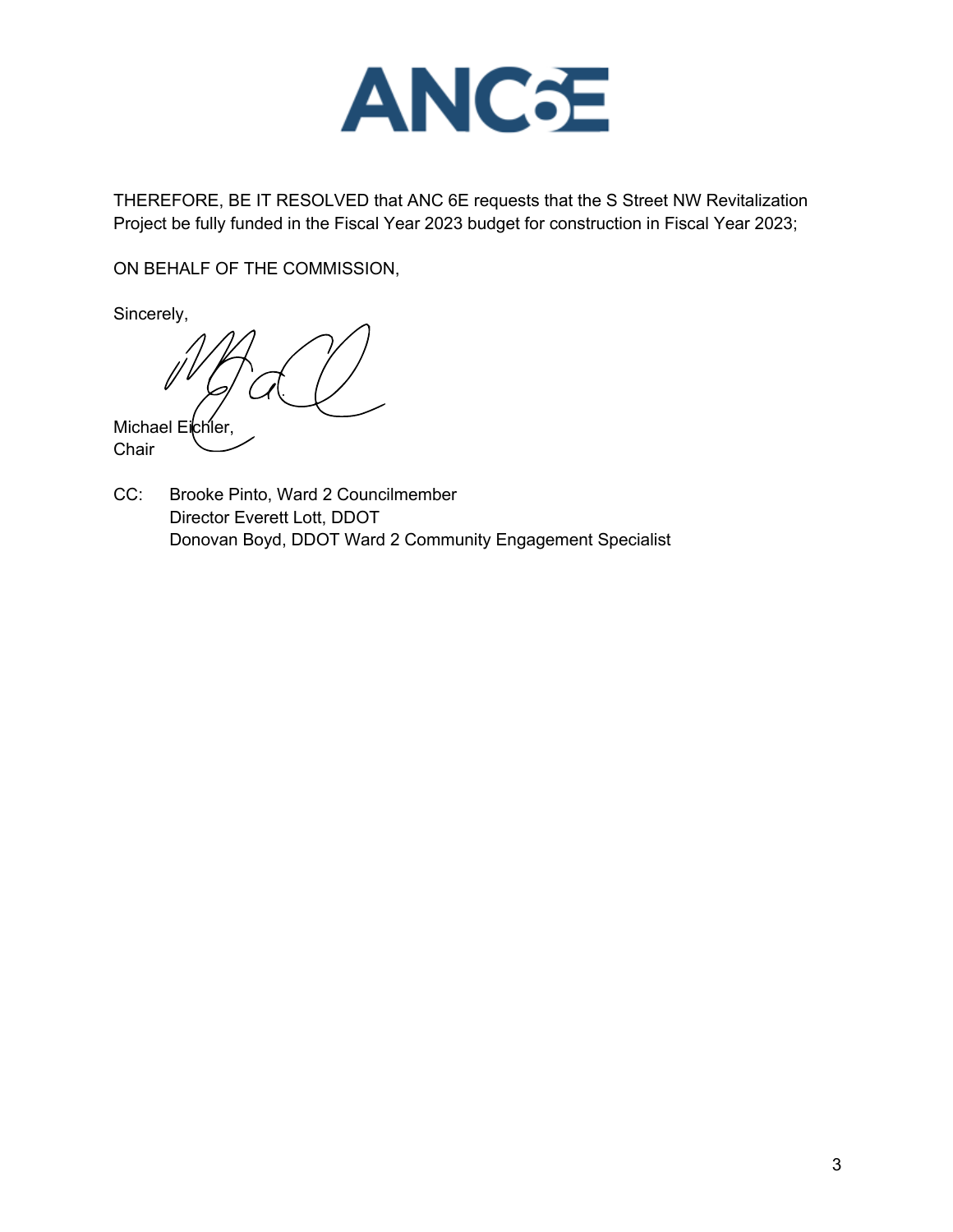THEREFORE, BE IT RESOLVED that ANC 6E requests that the S Street NW Revitalization Project be fully funded in the Fiscal Year 2023 budget for construction in Fiscal Year 2023;

ON BEHALF OF THE COMMISSION,

Sincerely,

Michael Eichler,
Chair

CC: Brooke Pinto, Ward 2 Councilmember
Director Everett Lott, DDOT
Donovan Boyd, DDOT Ward 2 Community Engagement Specialist